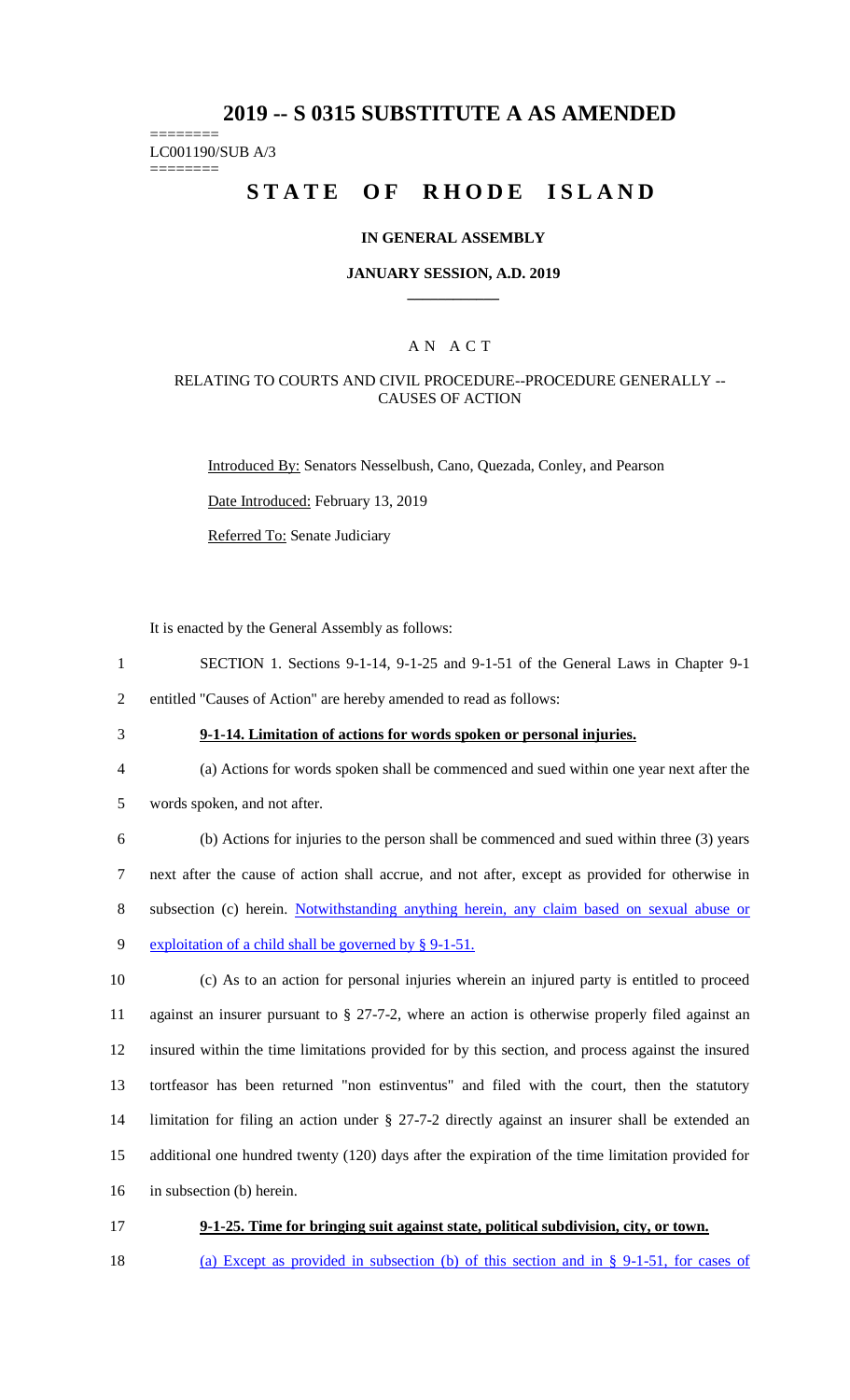# 2019 -- S 0315 SUBSTITUTE A AS AMENDED

========
LC001190/SUB A/3
========

# STATE OF RHODE ISLAND

## IN GENERAL ASSEMBLY

### JANUARY SESSION, A.D. 2019

## A N A C T

### RELATING TO COURTS AND CIVIL PROCEDURE--PROCEDURE GENERALLY -- CAUSES OF ACTION

Introduced By: Senators Nesselbush, Cano, Quezada, Conley, and Pearson

Date Introduced: February 13, 2019

Referred To: Senate Judiciary

It is enacted by the General Assembly as follows:

1 SECTION 1. Sections 9-1-14, 9-1-25 and 9-1-51 of the General Laws in Chapter 9-1
2 entitled "Causes of Action" are hereby amended to read as follows:

3 **9-1-14. Limitation of actions for words spoken or personal injuries.**

4 (a) Actions for words spoken shall be commenced and sued within one year next after the
5 words spoken, and not after.

6 (b) Actions for injuries to the person shall be commenced and sued within three (3) years
7 next after the cause of action shall accrue, and not after, except as provided for otherwise in
8 subsection (c) herein. Notwithstanding anything herein, any claim based on sexual abuse or
9 exploitation of a child shall be governed by § 9-1-51.

10 (c) As to an action for personal injuries wherein an injured party is entitled to proceed
11 against an insurer pursuant to § 27-7-2, where an action is otherwise properly filed against an
12 insured within the time limitations provided for by this section, and process against the insured
13 tortfeasor has been returned "non estinventus" and filed with the court, then the statutory
14 limitation for filing an action under § 27-7-2 directly against an insurer shall be extended an
15 additional one hundred twenty (120) days after the expiration of the time limitation provided for
16 in subsection (b) herein.

17 **9-1-25. Time for bringing suit against state, political subdivision, city, or town.**

18 (a) Except as provided in subsection (b) of this section and in § 9-1-51, for cases of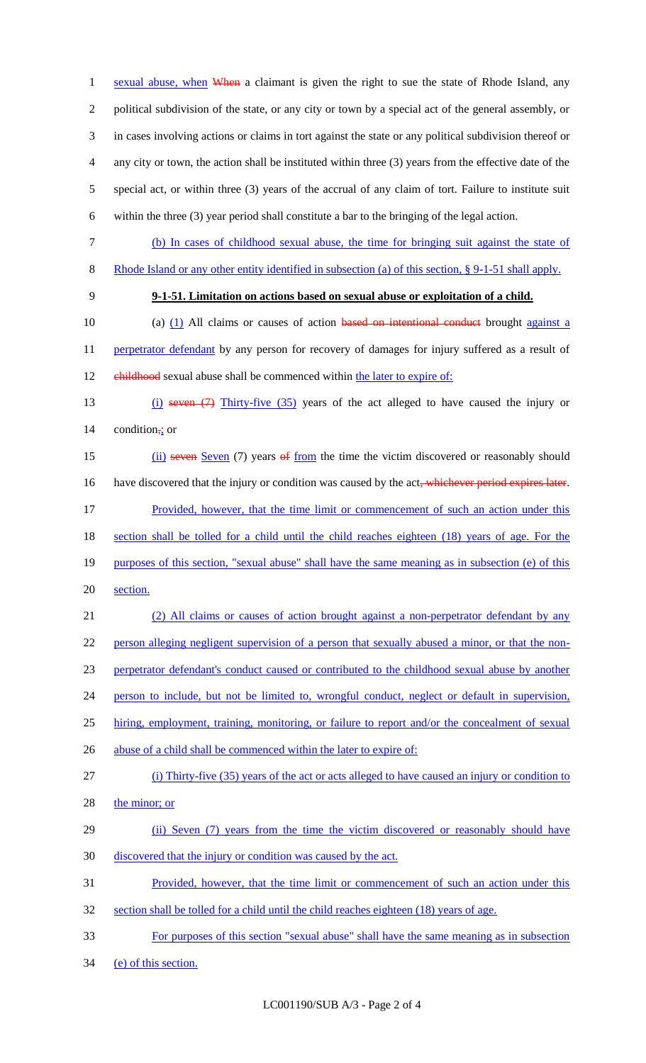sexual abuse, when When a claimant is given the right to sue the state of Rhode Island, any political subdivision of the state, or any city or town by a special act of the general assembly, or in cases involving actions or claims in tort against the state or any political subdivision thereof or any city or town, the action shall be instituted within three (3) years from the effective date of the special act, or within three (3) years of the accrual of any claim of tort. Failure to institute suit within the three (3) year period shall constitute a bar to the bringing of the legal action.

(b) In cases of childhood sexual abuse, the time for bringing suit against the state of Rhode Island or any other entity identified in subsection (a) of this section, § 9-1-51 shall apply.

**9-1-51. Limitation on actions based on sexual abuse or exploitation of a child.**

(a) (1) All claims or causes of action based on intentional conduct brought against a perpetrator defendant by any person for recovery of damages for injury suffered as a result of childhood sexual abuse shall be commenced within the later to expire of:

(i) seven (7) Thirty-five (35) years of the act alleged to have caused the injury or condition,; or

(ii) seven Seven (7) years of from the time the victim discovered or reasonably should have discovered that the injury or condition was caused by the act, whichever period expires later.

Provided, however, that the time limit or commencement of such an action under this section shall be tolled for a child until the child reaches eighteen (18) years of age. For the purposes of this section, "sexual abuse" shall have the same meaning as in subsection (e) of this section.

(2) All claims or causes of action brought against a non-perpetrator defendant by any person alleging negligent supervision of a person that sexually abused a minor, or that the non-perpetrator defendant's conduct caused or contributed to the childhood sexual abuse by another person to include, but not be limited to, wrongful conduct, neglect or default in supervision, hiring, employment, training, monitoring, or failure to report and/or the concealment of sexual abuse of a child shall be commenced within the later to expire of:

(i) Thirty-five (35) years of the act or acts alleged to have caused an injury or condition to the minor; or

(ii) Seven (7) years from the time the victim discovered or reasonably should have discovered that the injury or condition was caused by the act.

Provided, however, that the time limit or commencement of such an action under this section shall be tolled for a child until the child reaches eighteen (18) years of age.

For purposes of this section "sexual abuse" shall have the same meaning as in subsection (e) of this section.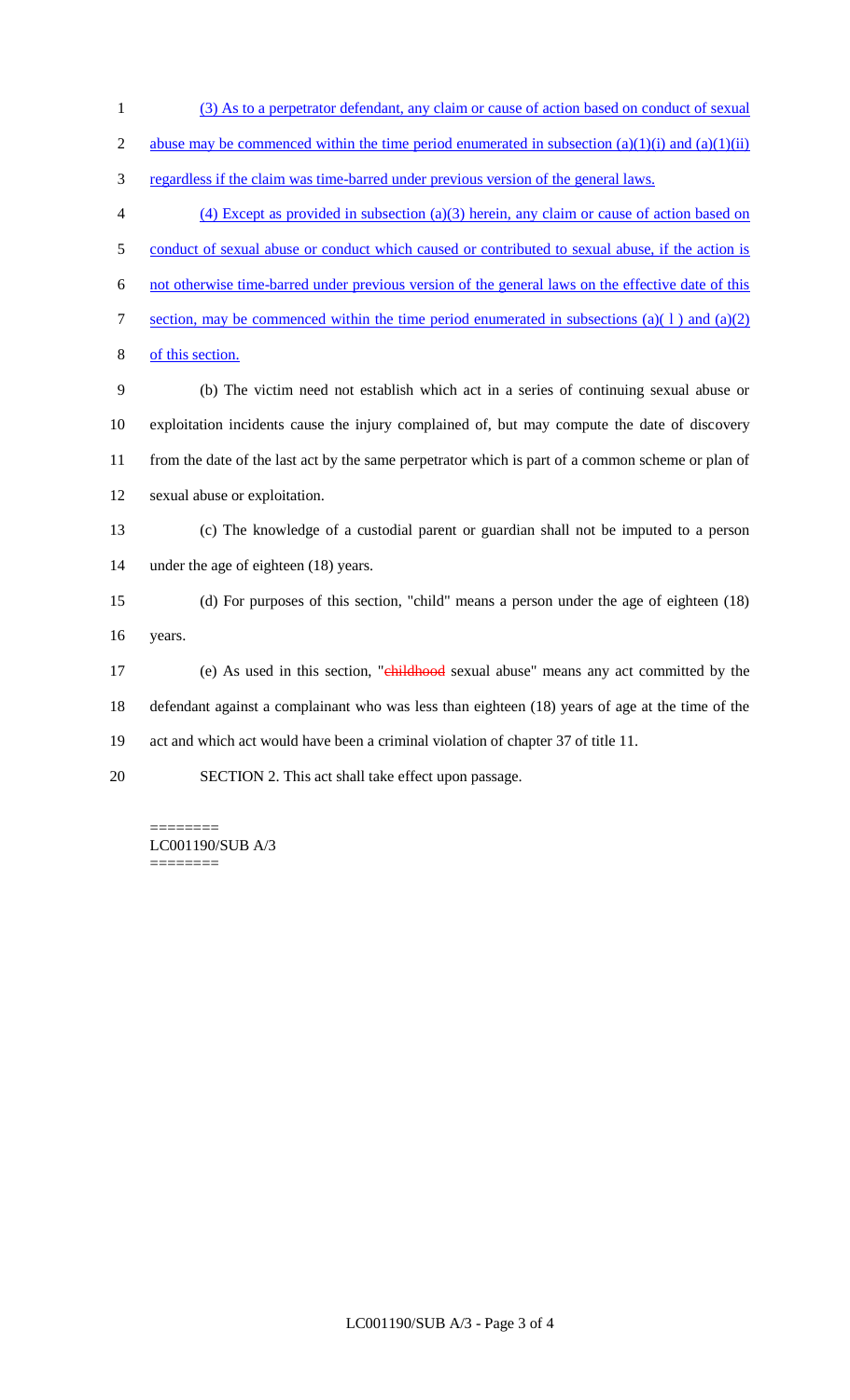(3) As to a perpetrator defendant, any claim or cause of action based on conduct of sexual abuse may be commenced within the time period enumerated in subsection (a)(1)(i) and (a)(1)(ii) regardless if the claim was time-barred under previous version of the general laws.

(4) Except as provided in subsection (a)(3) herein, any claim or cause of action based on conduct of sexual abuse or conduct which caused or contributed to sexual abuse, if the action is not otherwise time-barred under previous version of the general laws on the effective date of this section, may be commenced within the time period enumerated in subsections (a)( l ) and (a)(2) of this section.

(b) The victim need not establish which act in a series of continuing sexual abuse or exploitation incidents cause the injury complained of, but may compute the date of discovery from the date of the last act by the same perpetrator which is part of a common scheme or plan of sexual abuse or exploitation.

(c) The knowledge of a custodial parent or guardian shall not be imputed to a person under the age of eighteen (18) years.

(d) For purposes of this section, "child" means a person under the age of eighteen (18) years.

(e) As used in this section, "~~childhood~~ sexual abuse" means any act committed by the defendant against a complainant who was less than eighteen (18) years of age at the time of the act and which act would have been a criminal violation of chapter 37 of title 11.

SECTION 2. This act shall take effect upon passage.

========
LC001190/SUB A/3
========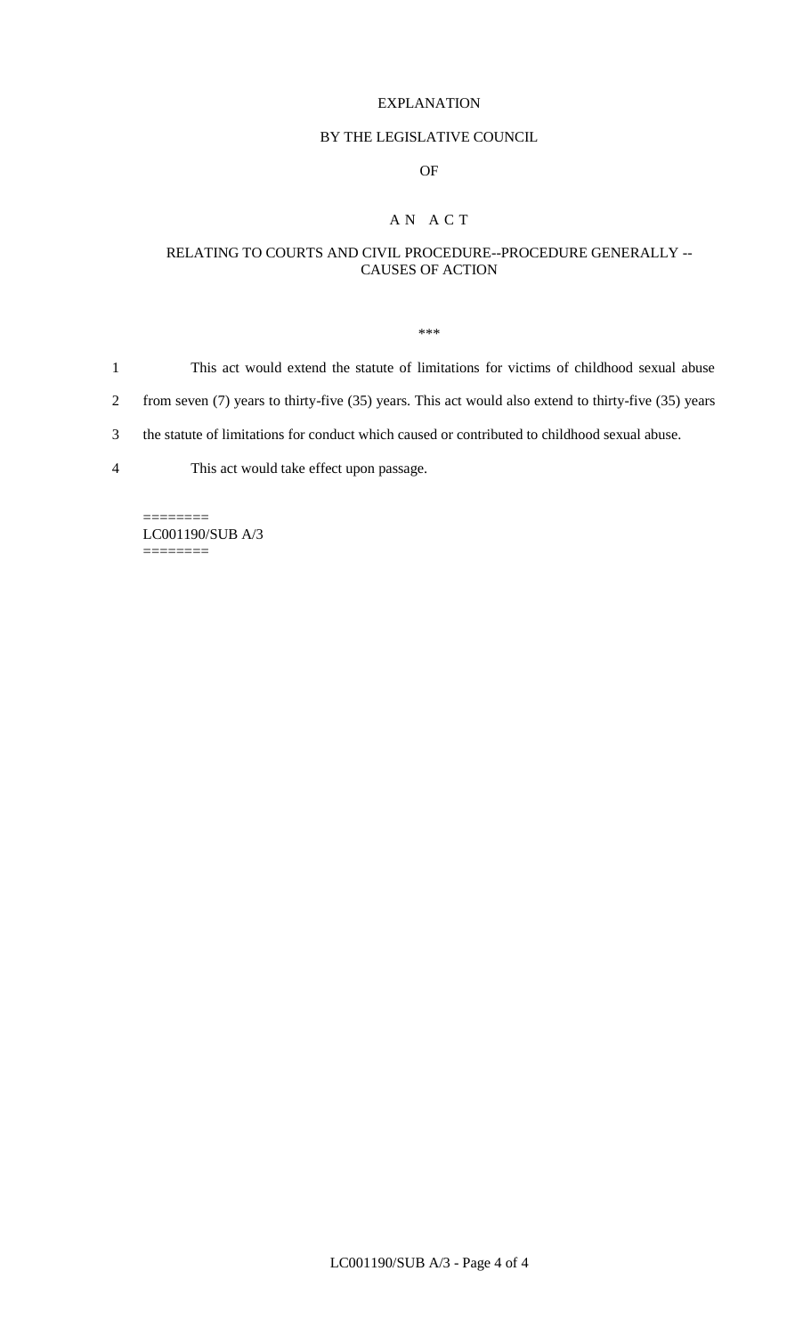EXPLANATION

BY THE LEGISLATIVE COUNCIL

OF

A N A C T

RELATING TO COURTS AND CIVIL PROCEDURE--PROCEDURE GENERALLY -- CAUSES OF ACTION

\*\*\*

1 This act would extend the statute of limitations for victims of childhood sexual abuse
2 from seven (7) years to thirty-five (35) years. This act would also extend to thirty-five (35) years
3 the statute of limitations for conduct which caused or contributed to childhood sexual abuse.
4 This act would take effect upon passage.

========
LC001190/SUB A/3
========